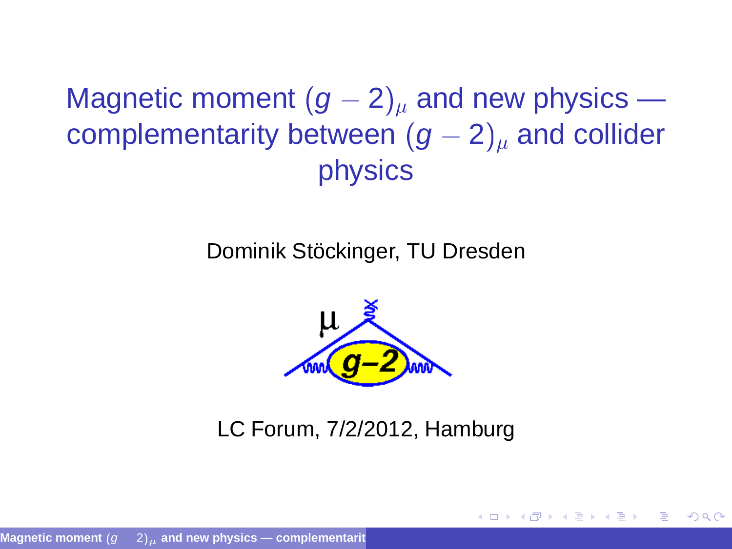# Magnetic moment $(g-2)_\mu$ and new physics — complementarity between $(g-2)_\mu$ and collider physics

Dominik Stöckinger, TU Dresden

LC Forum, 7/2/2012, Hamburg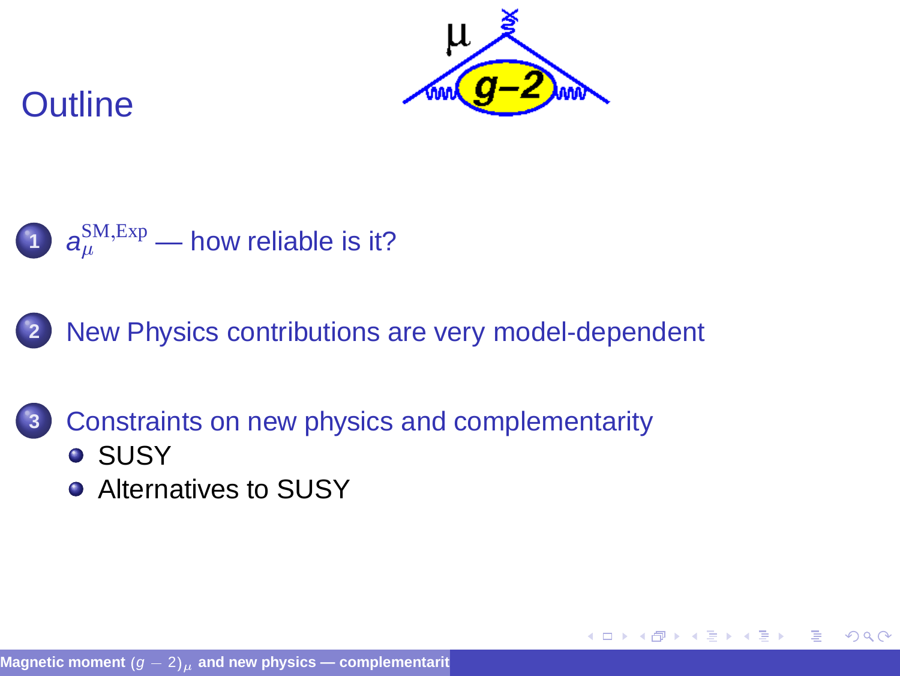# Outline

1. $a_\mu^{\text{SM,Exp}}$ — how reliable is it?
2. New Physics contributions are very model-dependent
3. Constraints on new physics and complementarity
   - SUSY
   - Alternatives to SUSY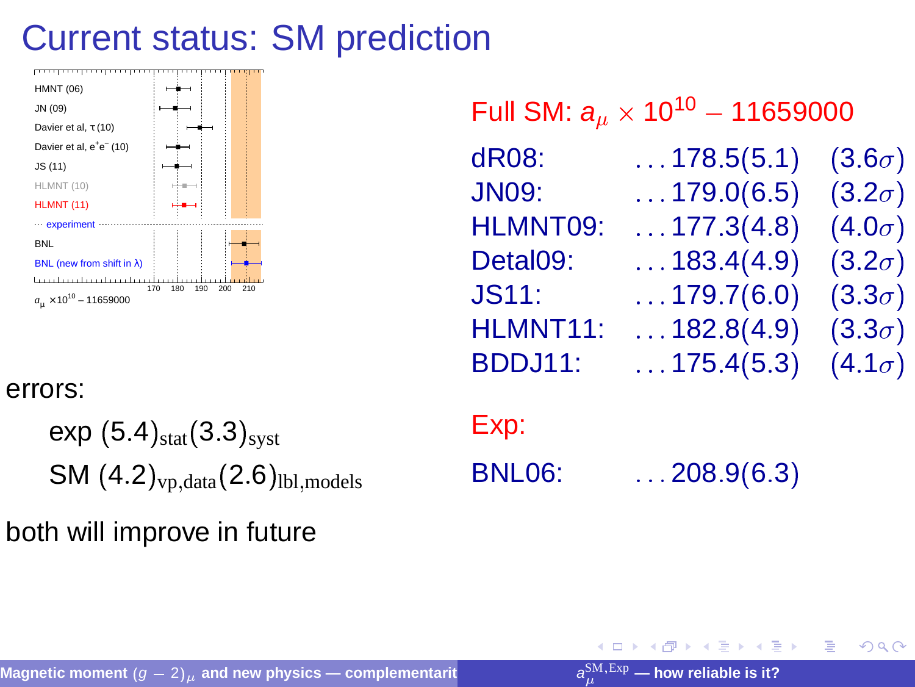# Current status: SM prediction

HMNT (06)
JN (09)
Davier et al, τ (10)
Davier et al, $e^+e^-$ (10)
JS (11)
HLMNT (10)
HLMNT (11)
experiment
BNL
BNL (new from shift in λ)

170 180 190 200 210

$a_\mu \times 10^{10} - 11659000$

errors:

exp $(5.4)_{\rm stat}(3.3)_{\rm syst}$

SM $(4.2)_{\rm vp,data}(2.6)_{\rm lbl,models}$

both will improve in future

Full SM: $a_\mu \times 10^{10} - 11659000$

| | | |
|---|---|---|
| dR08: | …178.5(5.1) | $(3.6\sigma)$ |
| JN09: | …179.0(6.5) | $(3.2\sigma)$ |
| HLMNT09: | …177.3(4.8) | $(4.0\sigma)$ |
| Detal09: | …183.4(4.9) | $(3.2\sigma)$ |
| JS11: | …179.7(6.0) | $(3.3\sigma)$ |
| HLMNT11: | …182.8(4.9) | $(3.3\sigma)$ |
| BDDJ11: | …175.4(5.3) | $(4.1\sigma)$ |

Exp:

BNL06: …208.9(6.3)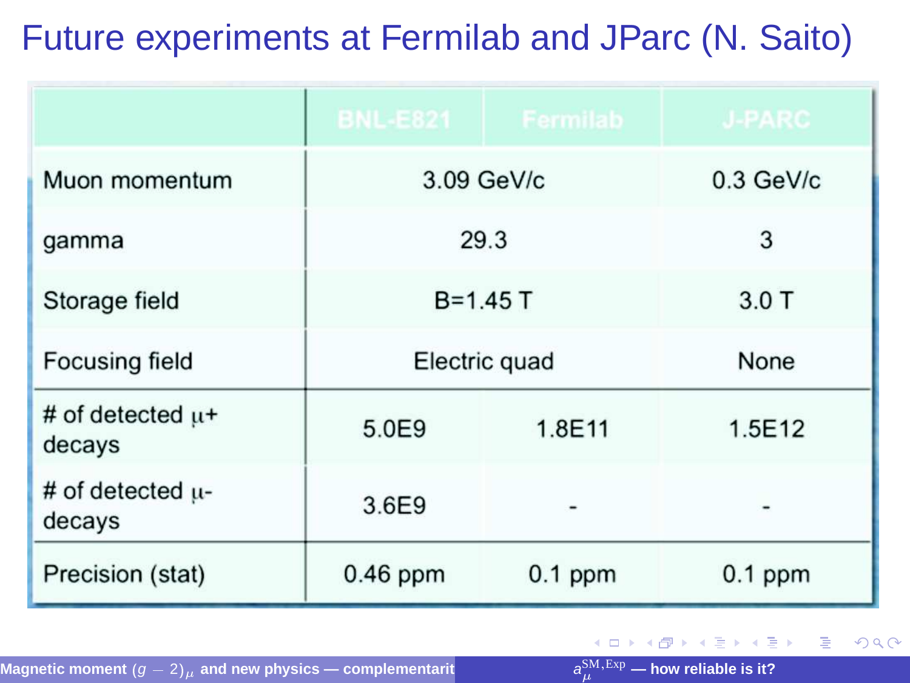# Future experiments at Fermilab and JParc (N. Saito)

| | BNL-E821 | Fermilab | J-PARC |
|---|---|---|---|
| Muon momentum | 3.09 GeV/c | | 0.3 GeV/c |
| gamma | 29.3 | | 3 |
| Storage field | B=1.45 T | | 3.0 T |
| Focusing field | Electric quad | | None |
| # of detected $\mu$+ decays | 5.0E9 | 1.8E11 | 1.5E12 |
| # of detected $\mu$- decays | 3.6E9 | - | - |
| Precision (stat) | 0.46 ppm | 0.1 ppm | 0.1 ppm |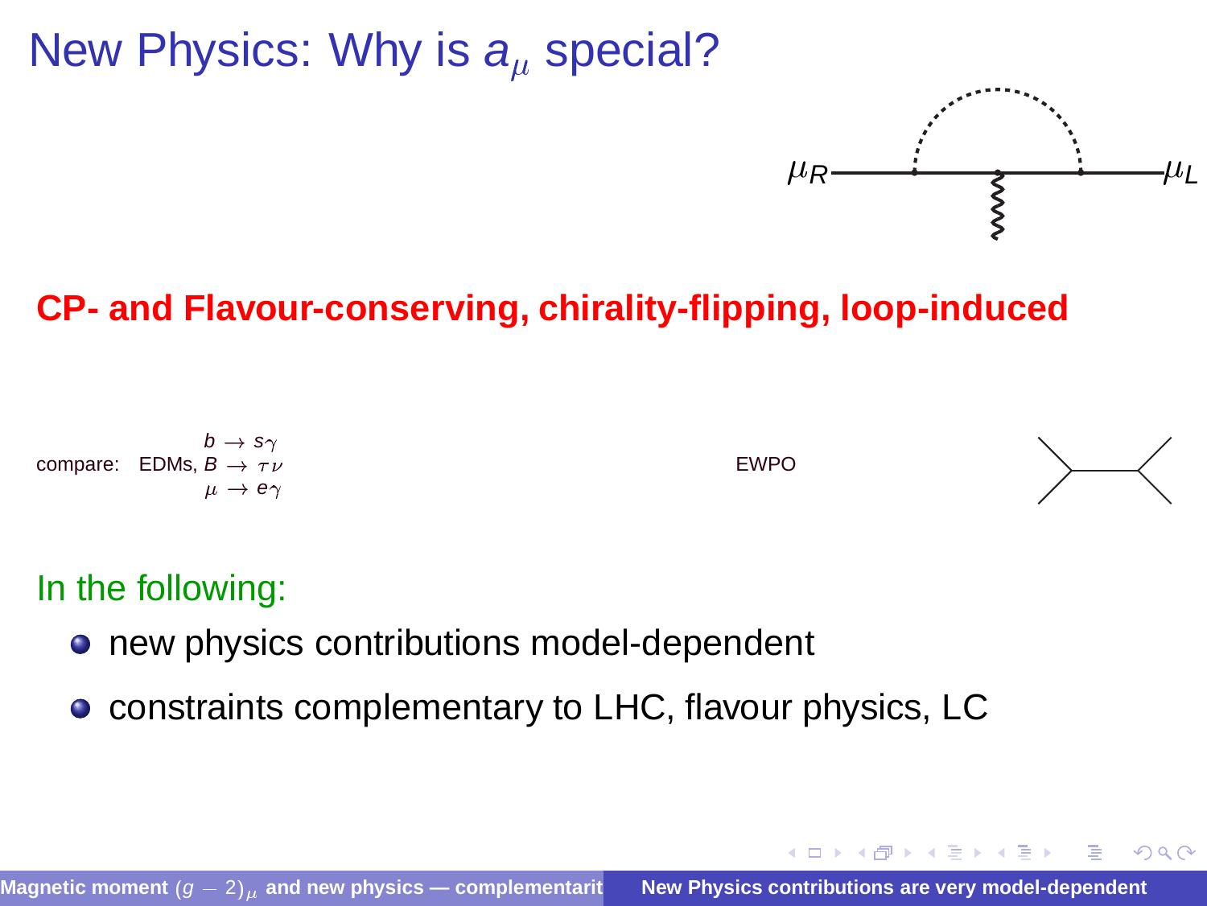# New Physics: Why is $a_\mu$ special?

$\mu_R$ $\mu_L$

**CP- and Flavour-conserving, chirality-flipping, loop-induced**

compare: EDMs, $b \to s\gamma$, $B \to \tau\nu$, $\mu \to e\gamma$ EWPO

In the following:

- new physics contributions model-dependent
- constraints complementary to LHC, flavour physics, LC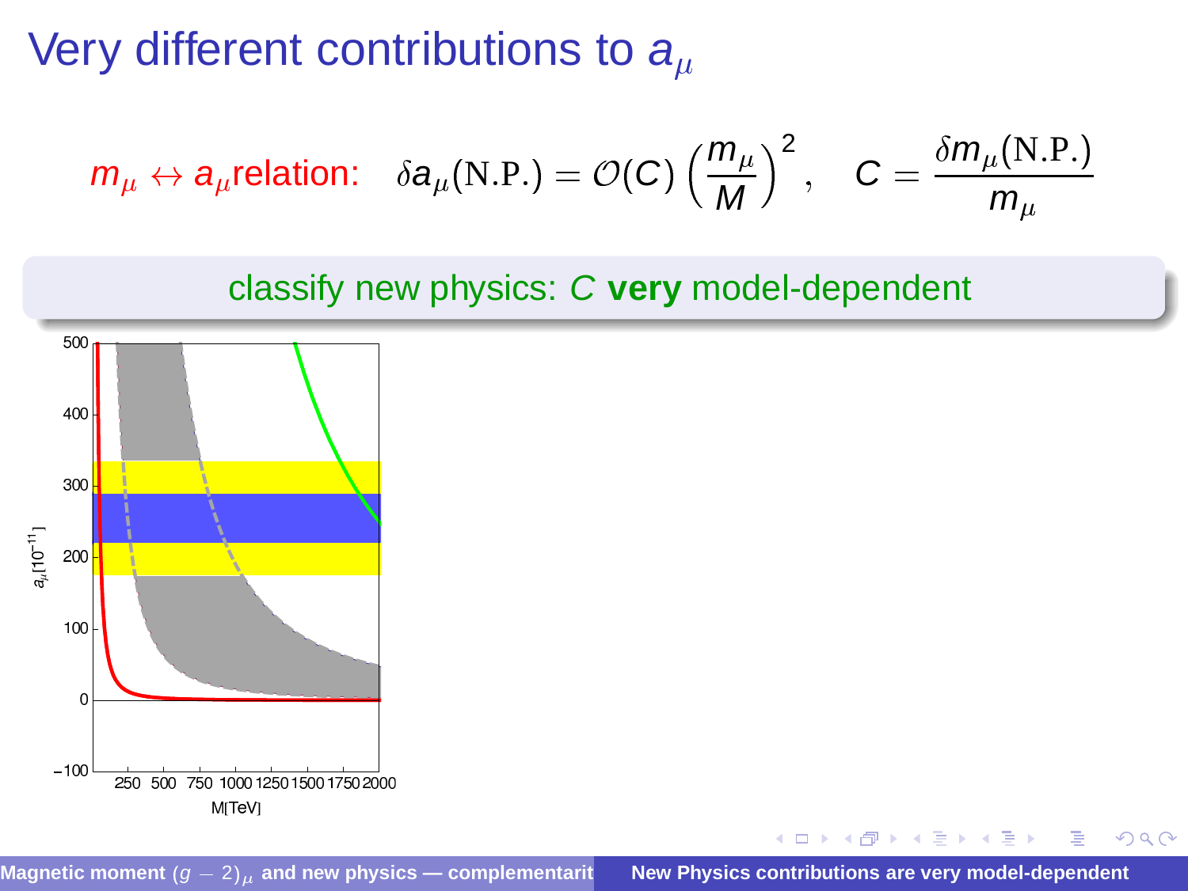# Very different contributions to $a_\mu$

$m_\mu \leftrightarrow a_\mu$ relation: $\delta a_\mu(\text{N.P.}) = \mathcal{O}(C)\left(\frac{m_\mu}{M}\right)^2, \quad C = \frac{\delta m_\mu(\text{N.P.})}{m_\mu}$

classify new physics: $C$ **very** model-dependent

$a_\mu[10^{-11}]$

M[TeV]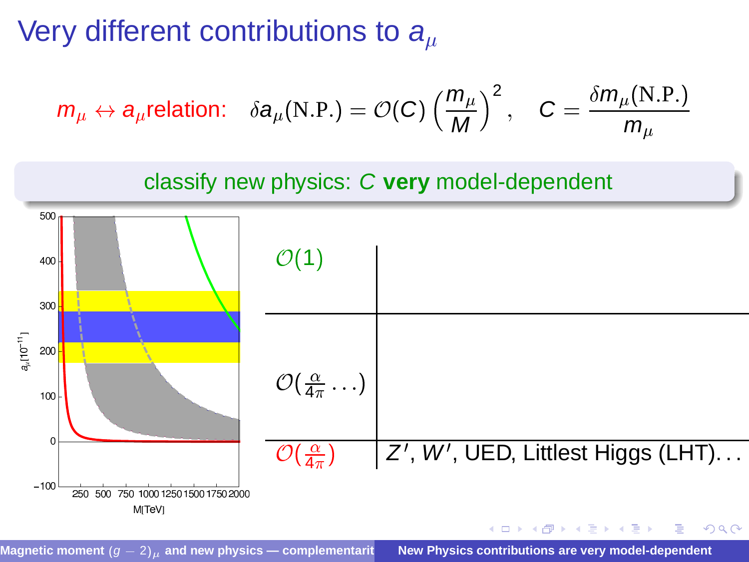# Very different contributions to $a_\mu$

$m_\mu \leftrightarrow a_\mu$relation: $\delta a_\mu(\text{N.P.}) = \mathcal{O}(C) \left(\frac{m_\mu}{M}\right)^2, \quad C = \frac{\delta m_\mu(\text{N.P.})}{m_\mu}$

**classify new physics: $C$ very model-dependent**

| | |
|---|---|
| $\mathcal{O}(1)$ | |
| $\mathcal{O}(\frac{\alpha}{4\pi}\ldots)$ | |
| $\mathcal{O}(\frac{\alpha}{4\pi})$ | $Z'$, $W'$, UED, Littlest Higgs (LHT)... |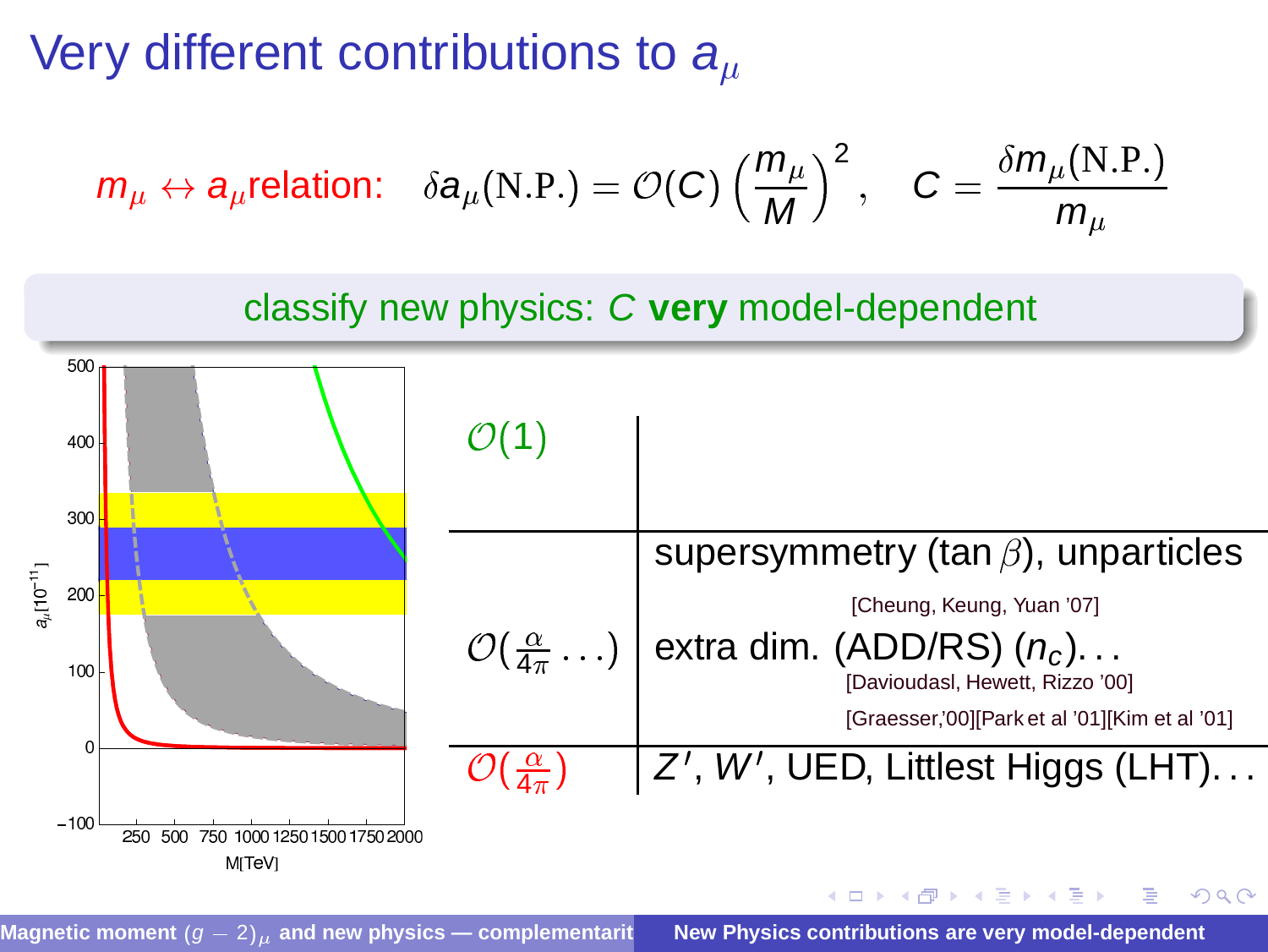# Very different contributions to $a_\mu$

$m_\mu \leftrightarrow a_\mu$relation: $\delta a_\mu(\text{N.P.}) = \mathcal{O}(C)\left(\frac{m_\mu}{M}\right)^2, \quad C = \frac{\delta m_\mu(\text{N.P.})}{m_\mu}$

**classify new physics: $C$ very model-dependent**

| | |
|---|---|
| $\mathcal{O}(1)$ | |
| $\mathcal{O}(\frac{\alpha}{4\pi}\ldots)$ | supersymmetry ($\tan\beta$), unparticles [Cheung, Keung, Yuan '07] extra dim. (ADD/RS) ($n_c$)... [Davioudasl, Hewett, Rizzo '00] [Graesser,'00][Park et al '01][Kim et al '01] |
| $\mathcal{O}(\frac{\alpha}{4\pi})$ | $Z'$, $W'$, UED, Littlest Higgs (LHT)... |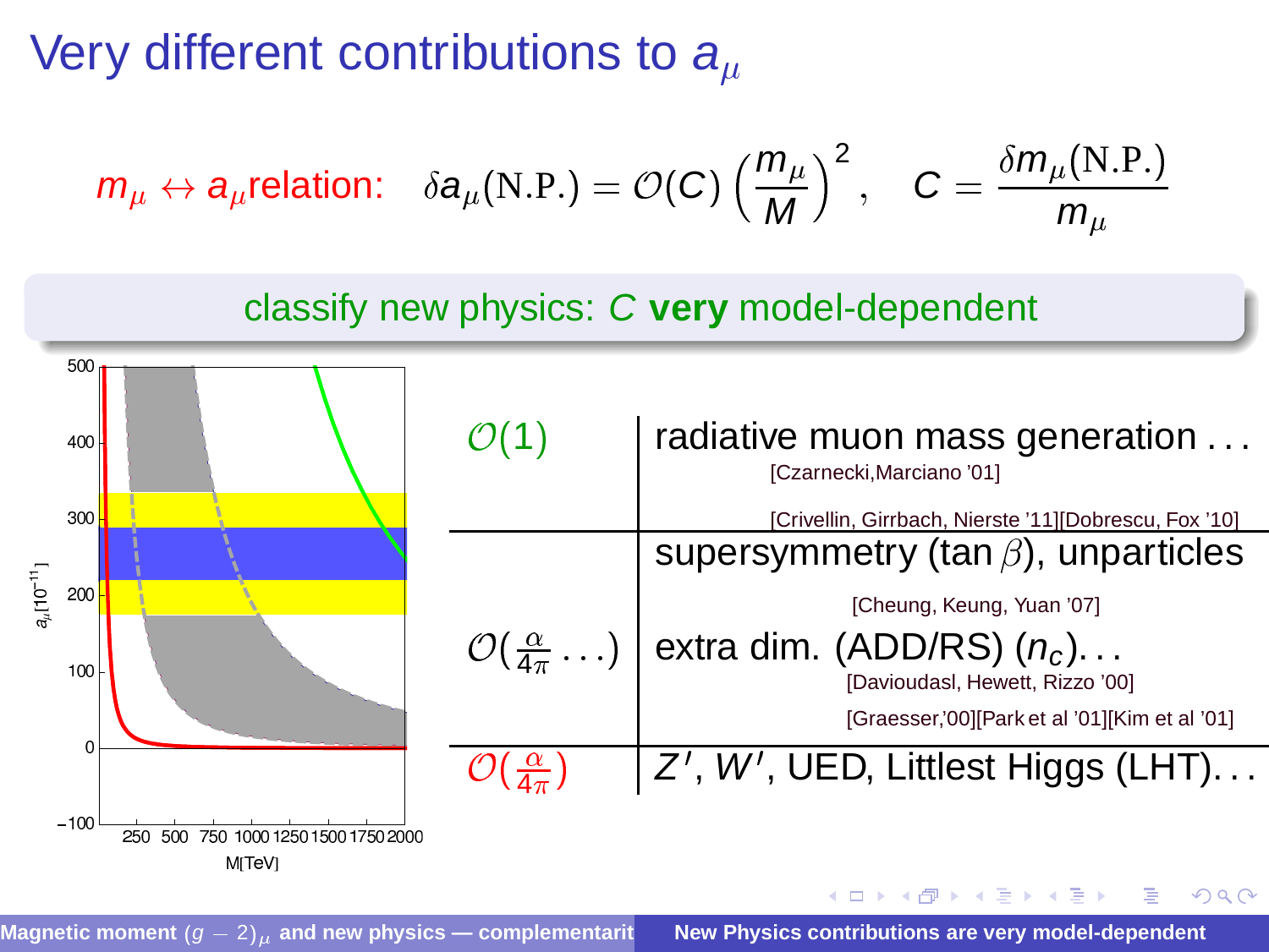# Very different contributions to $a_\mu$

$m_\mu \leftrightarrow a_\mu$ relation: $\delta a_\mu(\text{N.P.}) = \mathcal{O}(C)\left(\frac{m_\mu}{M}\right)^2, \quad C = \frac{\delta m_\mu(\text{N.P.})}{m_\mu}$

**classify new physics: $C$ very model-dependent**

| | |
|---|---|
| $\mathcal{O}(1)$ | radiative muon mass generation . . . [Czarnecki,Marciano '01] [Crivellin, Girrbach, Nierste '11][Dobrescu, Fox '10] |
| $\mathcal{O}(\frac{\alpha}{4\pi}\ldots)$ | supersymmetry ($\tan\beta$), unparticles [Cheung, Keung, Yuan '07] extra dim. (ADD/RS) ($n_c$). . . [Davioudasl, Hewett, Rizzo '00] [Graesser,'00][Park et al '01][Kim et al '01] |
| $\mathcal{O}(\frac{\alpha}{4\pi})$ | $Z'$, $W'$, UED, Littlest Higgs (LHT). . . |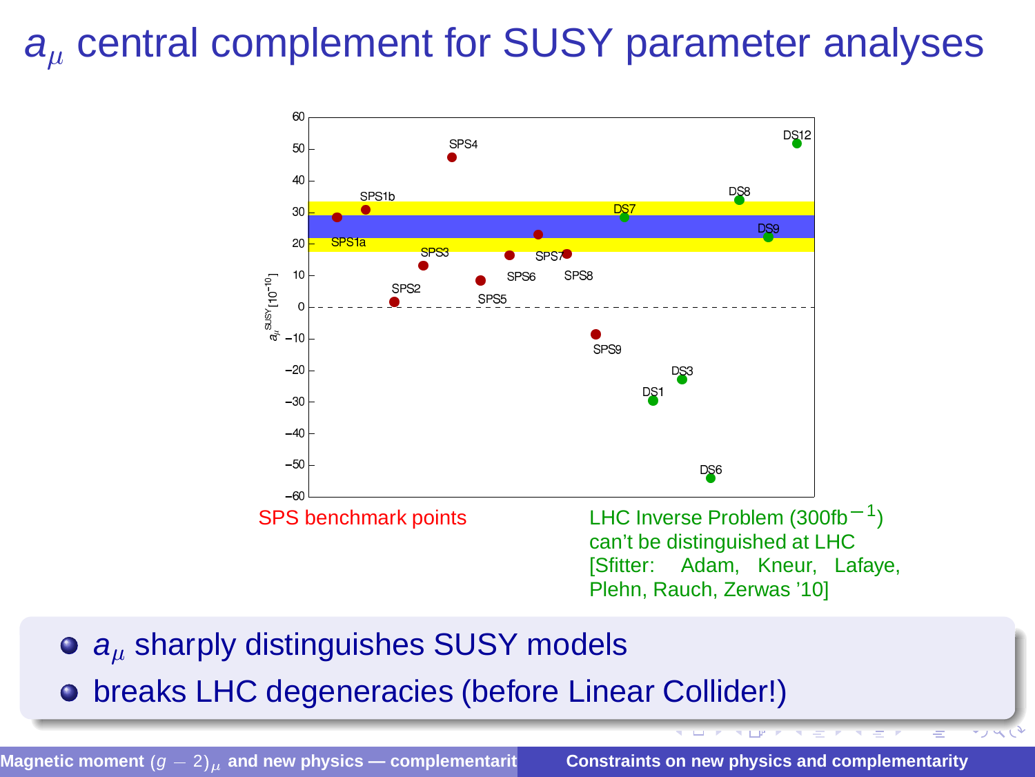# $a_\mu$ central complement for SUSY parameter analyses

SPS benchmark points

LHC Inverse Problem ($300\text{fb}^{-1}$) can't be distinguished at LHC [Sfitter: Adam, Kneur, Lafaye, Plehn, Rauch, Zerwas '10]

- $a_\mu$ sharply distinguishes SUSY models
- breaks LHC degeneracies (before Linear Collider!)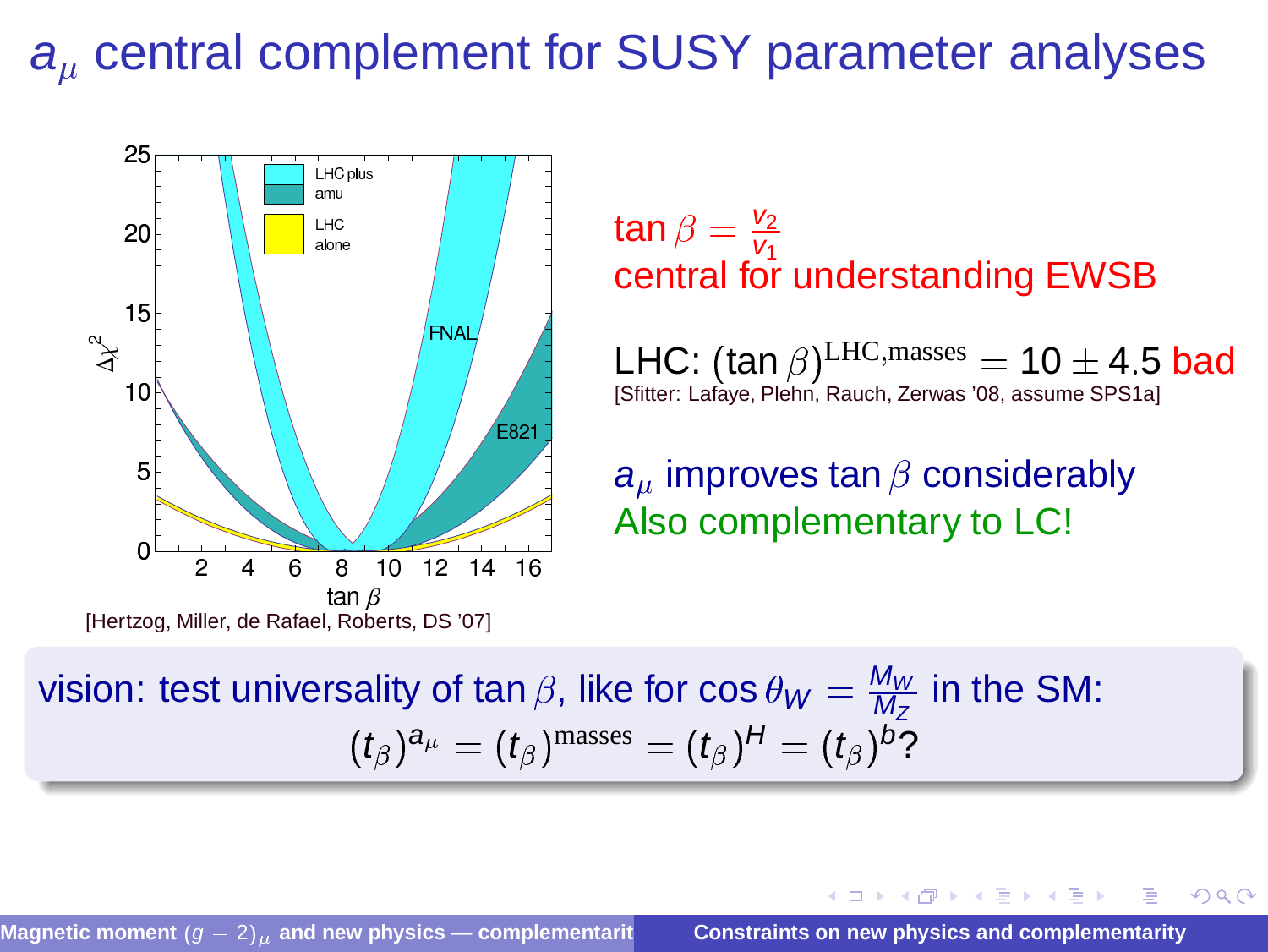# $a_\mu$ central complement for SUSY parameter analyses

[Hertzog, Miller, de Rafael, Roberts, DS '07]

$\tan\beta = \frac{v_2}{v_1}$
central for understanding EWSB

LHC: $(\tan\beta)^{\text{LHC,masses}} = 10 \pm 4.5$ bad
[Sfitter: Lafaye, Plehn, Rauch, Zerwas '08, assume SPS1a]

$a_\mu$ improves $\tan\beta$ considerably
Also complementary to LC!

vision: test universality of $\tan\beta$, like for $\cos\theta_W = \frac{M_W}{M_Z}$ in the SM:

$$(t_\beta)^{a_\mu} = (t_\beta)^{\text{masses}} = (t_\beta)^{H} = (t_\beta)^{b}?$$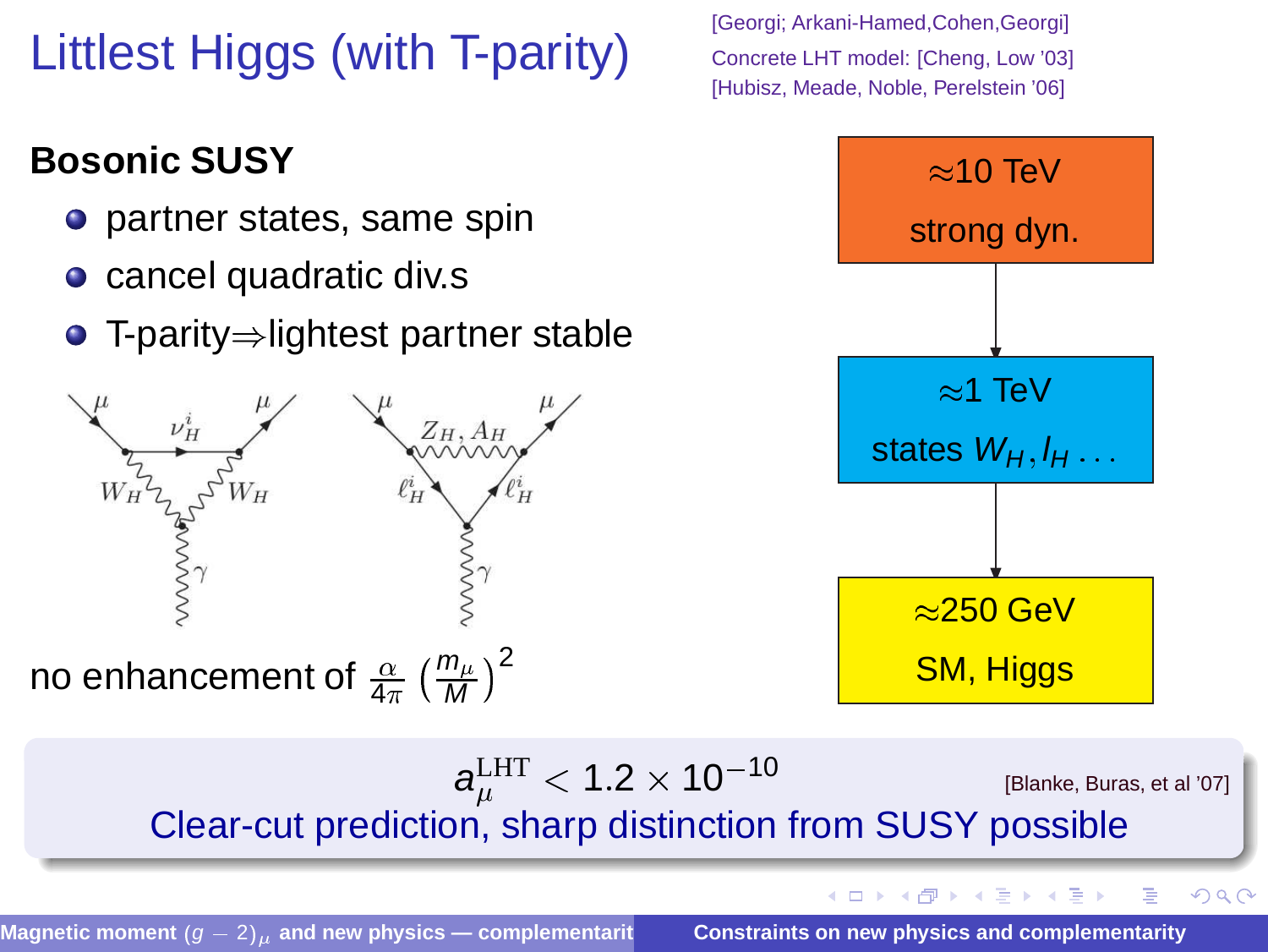# Littlest Higgs (with T-parity)

[Georgi; Arkani-Hamed,Cohen,Georgi]
Concrete LHT model: [Cheng, Low '03]
[Hubisz, Meade, Noble, Perelstein '06]

**Bosonic SUSY**

- partner states, same spin
- cancel quadratic div.s
- T-parity⇒lightest partner stable

no enhancement of $\frac{\alpha}{4\pi}\left(\frac{m_\mu}{M}\right)^2$

≈10 TeV
strong dyn.

≈1 TeV
states $W_H, l_H \ldots$

≈250 GeV
SM, Higgs

$$a_\mu^{\text{LHT}} < 1.2 \times 10^{-10}$$

[Blanke, Buras, et al '07]

Clear-cut prediction, sharp distinction from SUSY possible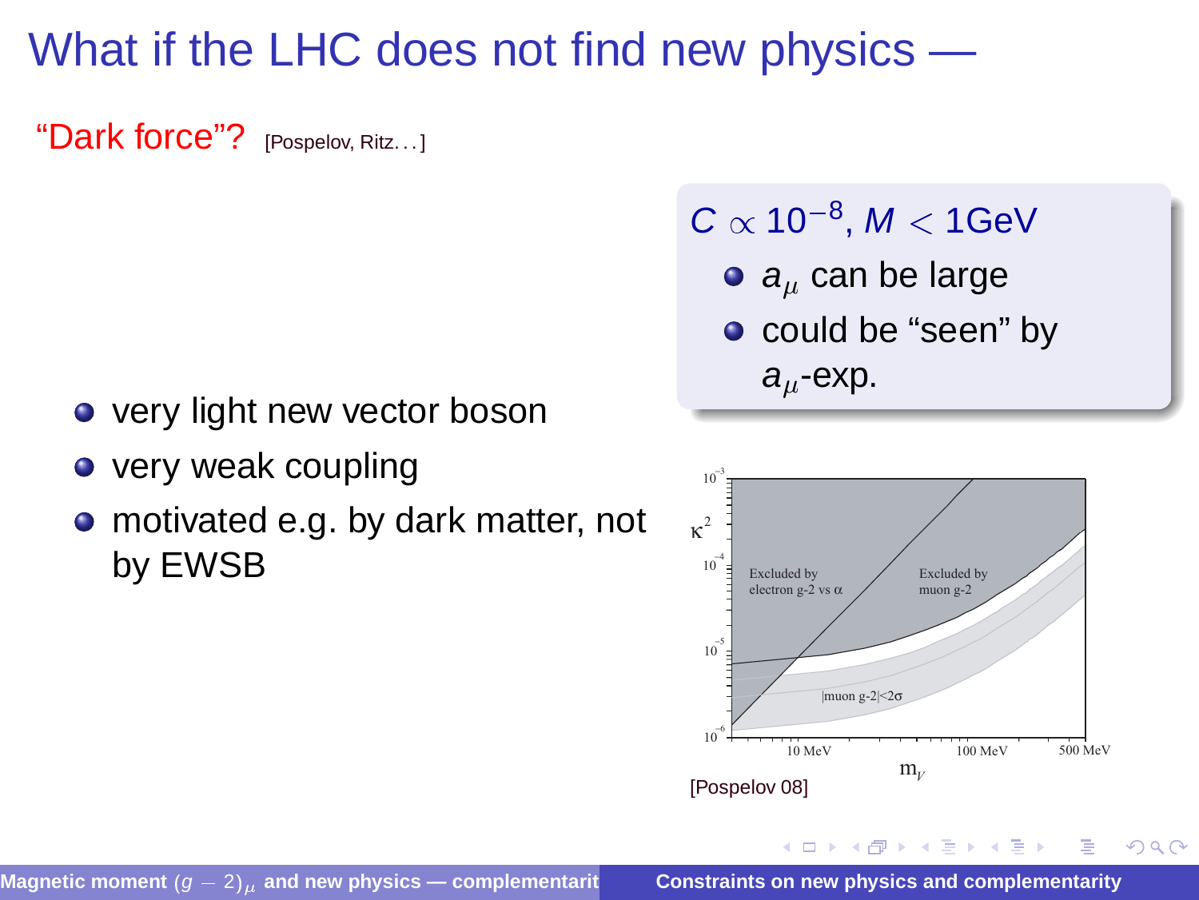# What if the LHC does not find new physics —

"Dark force"? [Pospelov, Ritz. . . ]

$C \propto 10^{-8}$, $M < 1\text{GeV}$

- $a_\mu$ can be large
- could be "seen" by $a_\mu$-exp.

- very light new vector boson
- very weak coupling
- motivated e.g. by dark matter, not by EWSB

[Pospelov 08]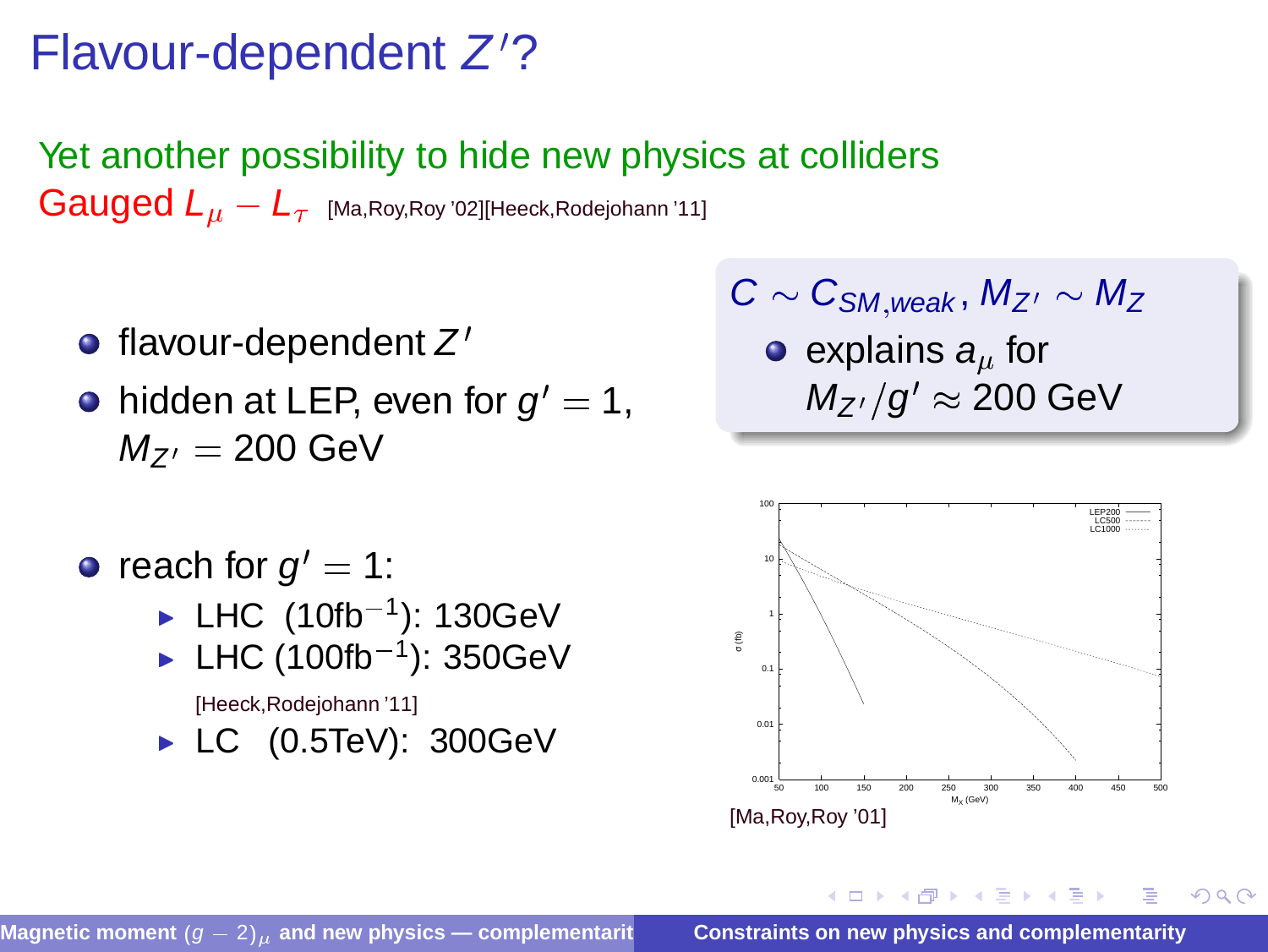# Flavour-dependent $Z'$?

Yet another possibility to hide new physics at colliders

Gauged $L_\mu - L_\tau$ [Ma,Roy,Roy '02][Heeck,Rodejohann '11]

- flavour-dependent $Z'$
- hidden at LEP, even for $g' = 1$, $M_{Z'} = 200$ GeV

- reach for $g' = 1$:
  - LHC (10fb$^{-1}$): 130GeV
  - LHC (100fb$^{-1}$): 350GeV

    [Heeck,Rodejohann '11]
  - LC (0.5TeV): 300GeV

$C \sim C_{SM,weak}$, $M_{Z'} \sim M_Z$

- explains $a_\mu$ for $M_{Z'}/g' \approx 200$ GeV

[Ma,Roy,Roy '01]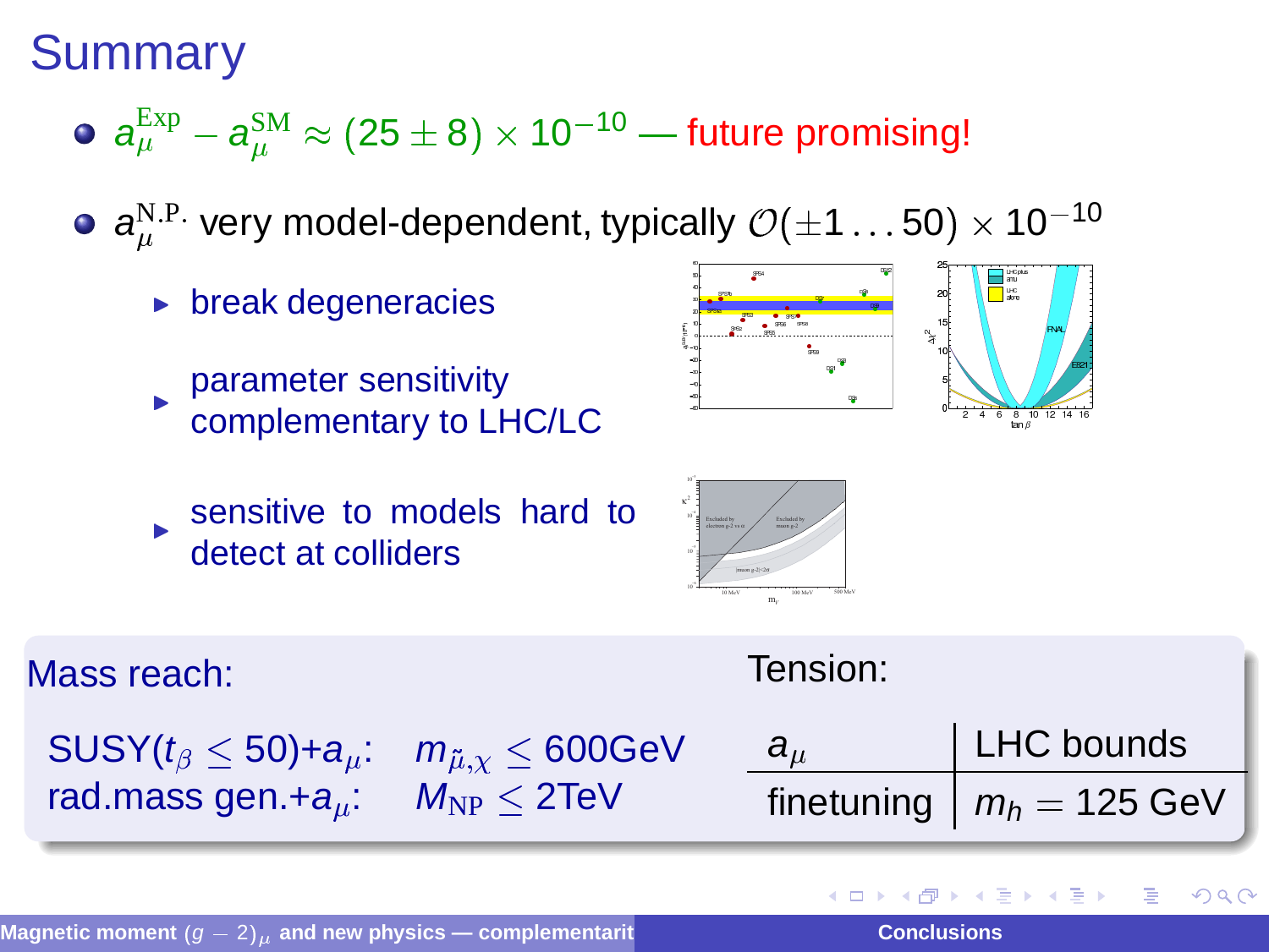# Summary

- $a_\mu^{\rm Exp} - a_\mu^{\rm SM} \approx (25 \pm 8) \times 10^{-10}$ — future promising!
- $a_\mu^{\rm N.P.}$ very model-dependent, typically $\mathcal{O}(\pm 1 \ldots 50) \times 10^{-10}$
  - break degeneracies
  - parameter sensitivity complementary to LHC/LC
  - sensitive to models hard to detect at colliders

**Mass reach:**

SUSY($t_\beta \leq 50$)+$a_\mu$: $m_{\tilde{\mu},\chi} \leq 600$GeV

rad.mass gen.+$a_\mu$: $M_{\rm NP} \leq 2$TeV

**Tension:**

| $a_\mu$ | LHC bounds |
|---|---|
| finetuning | $m_h = 125$ GeV |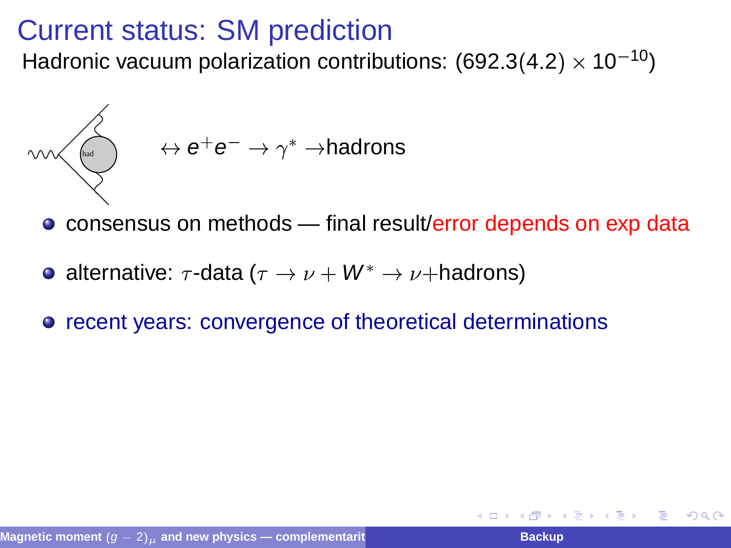# Current status: SM prediction

Hadronic vacuum polarization contributions: $(692.3(4.2) \times 10^{-10})$

$\leftrightarrow e^+e^- \to \gamma^* \to$hadrons

- consensus on methods — final result/error depends on exp data
- alternative: $\tau$-data ($\tau \to \nu + W^* \to \nu+$hadrons)
- recent years: convergence of theoretical determinations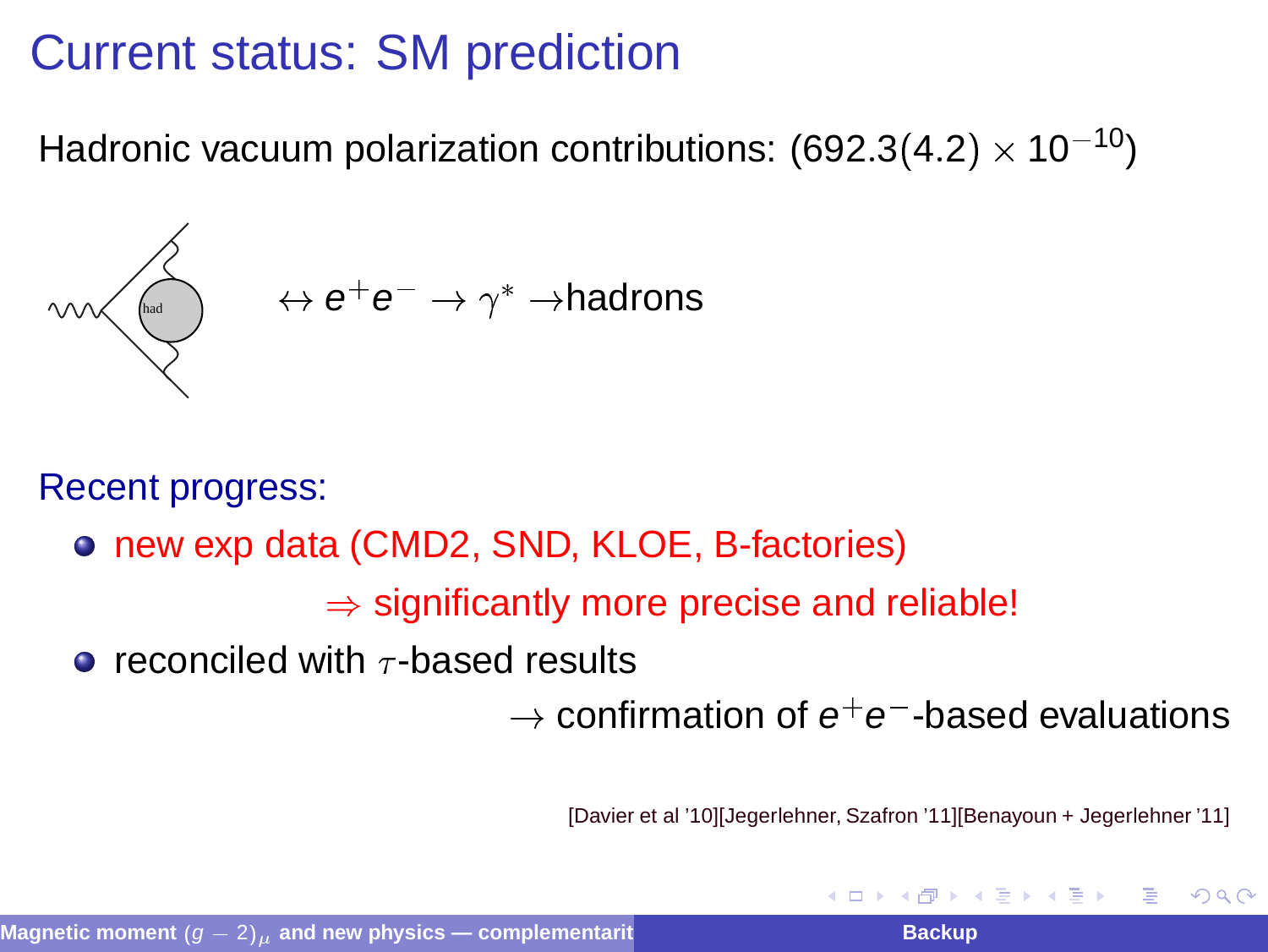# Current status: SM prediction

Hadronic vacuum polarization contributions: $(692.3(4.2) \times 10^{-10})$

had $\leftrightarrow e^+e^- \to \gamma^* \to$hadrons

Recent progress:

- new exp data (CMD2, SND, KLOE, B-factories)

  $\Rightarrow$ significantly more precise and reliable!

- reconciled with $\tau$-based results

  $\to$ confirmation of $e^+e^-$-based evaluations

[Davier et al '10][Jegerlehner, Szafron '11][Benayoun + Jegerlehner '11]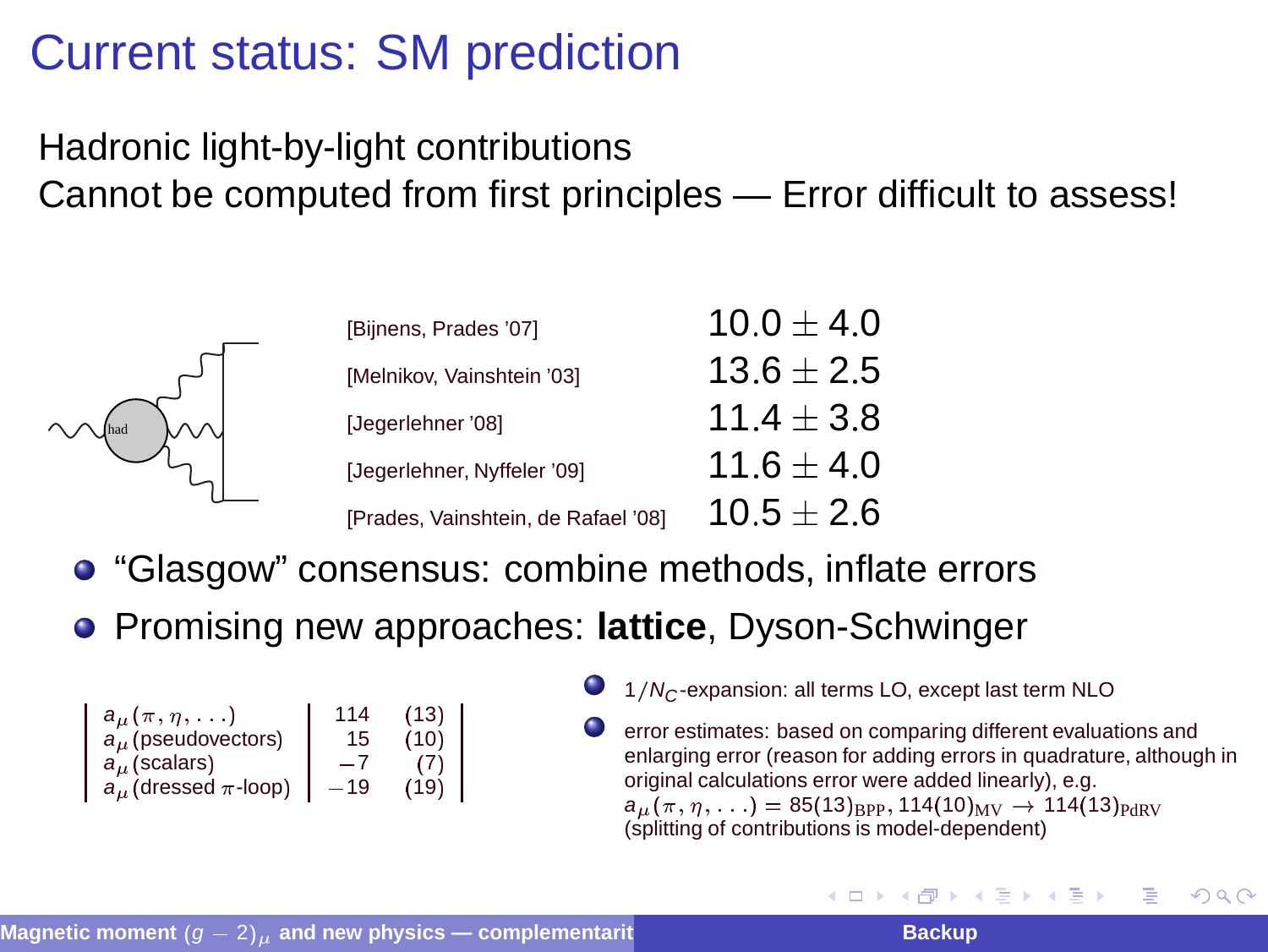# Current status: SM prediction

Hadronic light-by-light contributions
Cannot be computed from first principles — Error difficult to assess!

| Reference | Value |
|---|---|
| [Bijnens, Prades '07] | $10.0 \pm 4.0$ |
| [Melnikov, Vainshtein '03] | $13.6 \pm 2.5$ |
| [Jegerlehner '08] | $11.4 \pm 3.8$ |
| [Jegerlehner, Nyffeler '09] | $11.6 \pm 4.0$ |
| [Prades, Vainshtein, de Rafael '08] | $10.5 \pm 2.6$ |

- "Glasgow" consensus: combine methods, inflate errors
- Promising new approaches: **lattice**, Dyson-Schwinger

| Contribution | Value | Error |
|---|---|---|
| $a_\mu(\pi, \eta, \ldots)$ | 114 | (13) |
| $a_\mu$ (pseudovectors) | 15 | (10) |
| $a_\mu$ (scalars) | $-7$ | (7) |
| $a_\mu$ (dressed $\pi$-loop) | $-19$ | (19) |

- $1/N_C$-expansion: all terms LO, except last term NLO
- error estimates: based on comparing different evaluations and enlarging error (reason for adding errors in quadrature, although in original calculations error were added linearly), e.g. $a_\mu(\pi, \eta, \ldots) = 85(13)_{\mathrm{BPP}}, 114(10)_{\mathrm{MV}} \rightarrow 114(13)_{\mathrm{PdRV}}$ (splitting of contributions is model-dependent)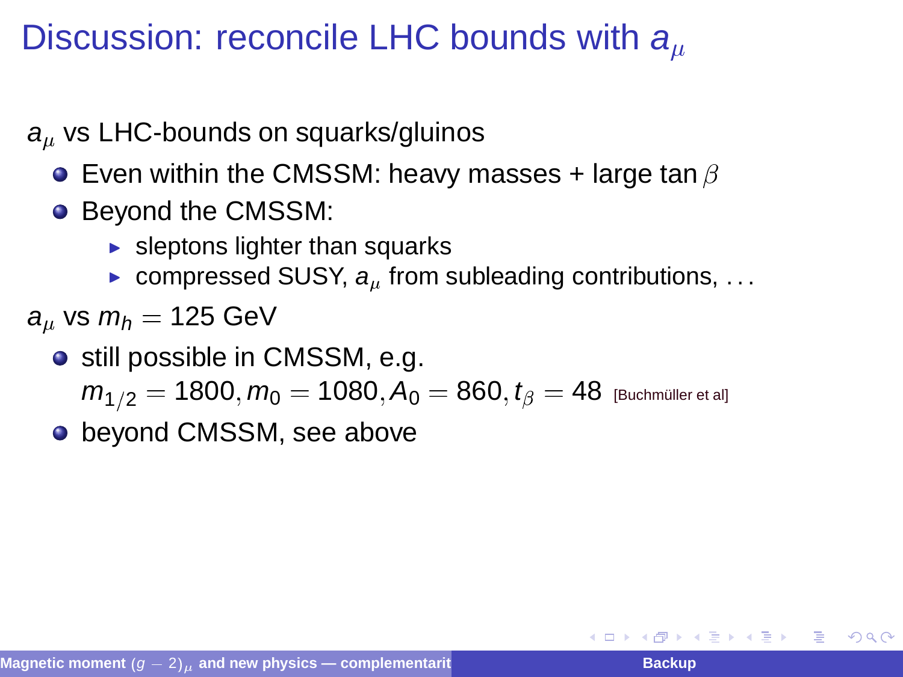# Discussion: reconcile LHC bounds with $a_\mu$

$a_\mu$ vs LHC-bounds on squarks/gluinos

- Even within the CMSSM: heavy masses + large tan $\beta$
- Beyond the CMSSM:
  - sleptons lighter than squarks
  - compressed SUSY, $a_\mu$ from subleading contributions, ...

$a_\mu$ vs $m_h = 125$ GeV

- still possible in CMSSM, e.g. $m_{1/2} = 1800, m_0 = 1080, A_0 = 860, t_\beta = 48$ [Buchmüller et al]
- beyond CMSSM, see above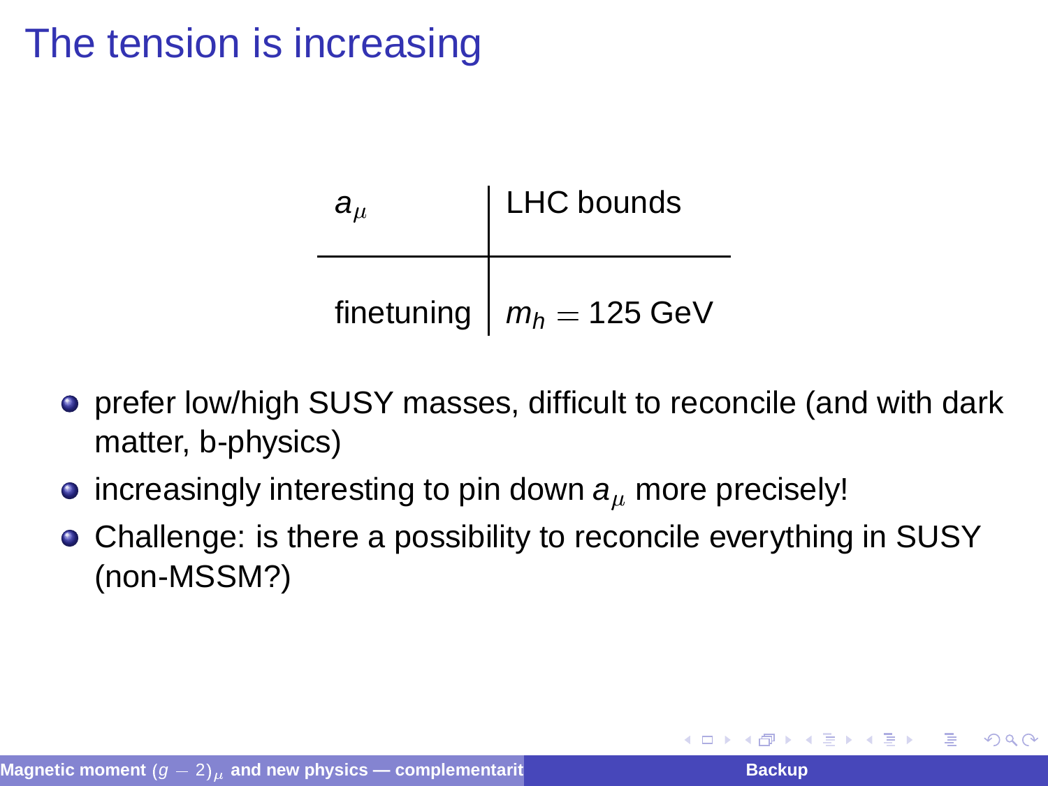# The tension is increasing

| $a_\mu$ | LHC bounds |
|---|---|
| finetuning | $m_h = 125$ GeV |

- prefer low/high SUSY masses, difficult to reconcile (and with dark matter, b-physics)
- increasingly interesting to pin down $a_\mu$ more precisely!
- Challenge: is there a possibility to reconcile everything in SUSY (non-MSSM?)